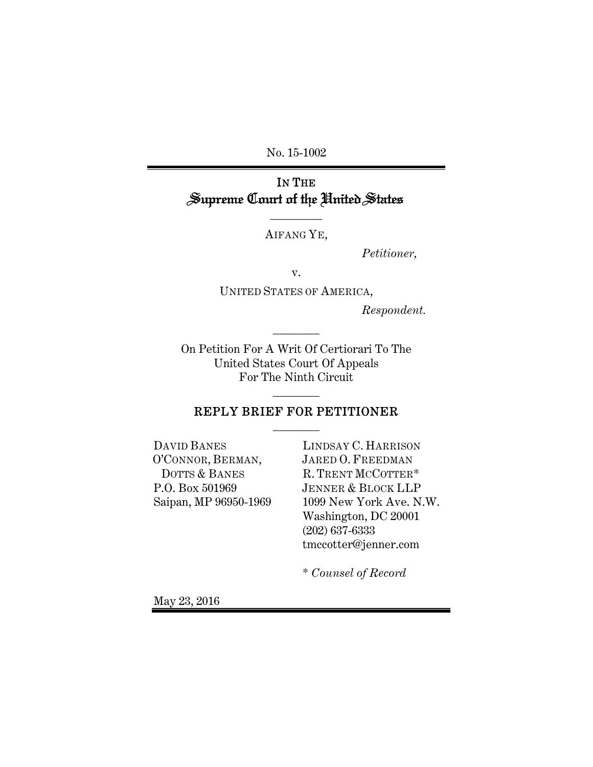No. 15-1002

---

IN THE
# Supreme Court of the United States

---

AIFANG YE,

*Petitioner,*

v.

UNITED STATES OF AMERICA,

*Respondent.*

---

On Petition For A Writ Of Certiorari To The United States Court Of Appeals For The Ninth Circuit

---

## REPLY BRIEF FOR PETITIONER

---

DAVID BANES
O'CONNOR, BERMAN, DOTTS & BANES
P.O. Box 501969
Saipan, MP 96950-1969

LINDSAY C. HARRISON
JARED O. FREEDMAN
R. TRENT MCCOTTER*
JENNER & BLOCK LLP
1099 New York Ave. N.W.
Washington, DC 20001
(202) 637-6333
tmccotter@jenner.com

\* *Counsel of Record*

May 23, 2016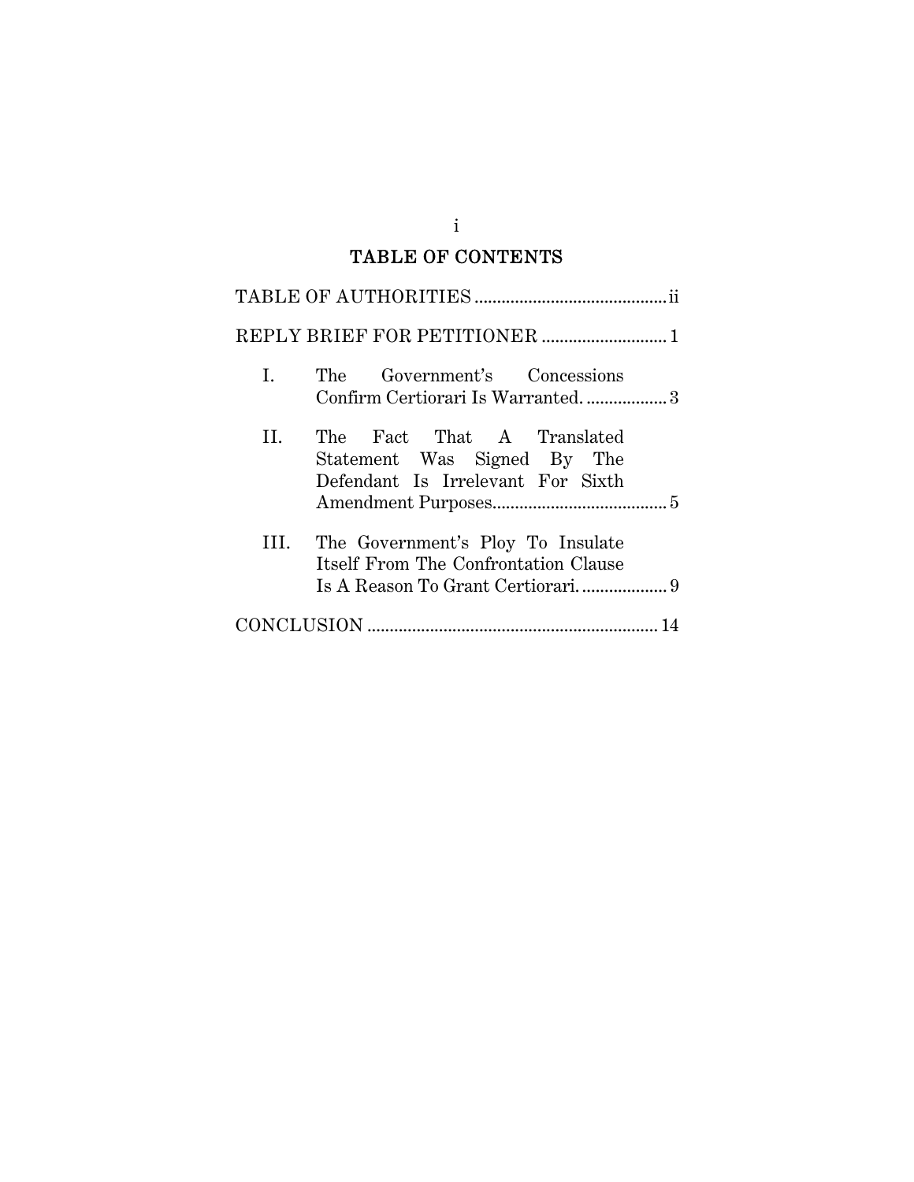## TABLE OF CONTENTS

TABLE OF AUTHORITIES ........................................... ii

REPLY BRIEF FOR PETITIONER ............................ 1

I. The Government's Concessions Confirm Certiorari Is Warranted. .................. 3

II. The Fact That A Translated Statement Was Signed By The Defendant Is Irrelevant For Sixth Amendment Purposes....................................... 5

III. The Government's Ploy To Insulate Itself From The Confrontation Clause Is A Reason To Grant Certiorari. ................... 9

CONCLUSION ................................................................. 14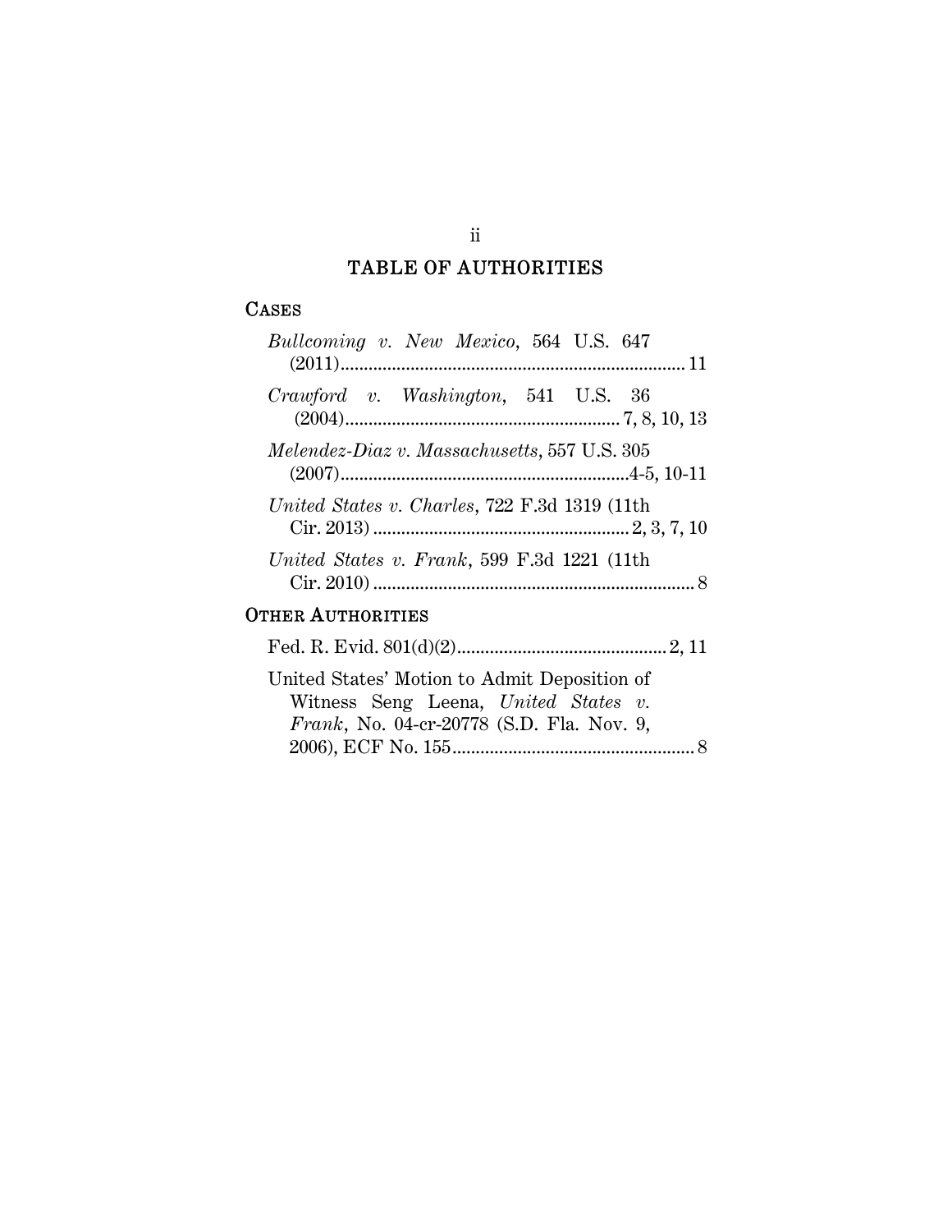# TABLE OF AUTHORITIES

## CASES

*Bullcoming v. New Mexico*, 564 U.S. 647 (2011) .......................................................................... 11

*Crawford v. Washington*, 541 U.S. 36 (2004) .......................................................... 7, 8, 10, 13

*Melendez-Diaz v. Massachusetts*, 557 U.S. 305 (2007) ..............................................................4-5, 10-11

*United States v. Charles*, 722 F.3d 1319 (11th Cir. 2013) ....................................................... 2, 3, 7, 10

*United States v. Frank*, 599 F.3d 1221 (11th Cir. 2010) ..................................................................... 8

## OTHER AUTHORITIES

Fed. R. Evid. 801(d)(2) ............................................ 2, 11

United States' Motion to Admit Deposition of Witness Seng Leena, *United States v. Frank*, No. 04-cr-20778 (S.D. Fla. Nov. 9, 2006), ECF No. 155 .................................................... 8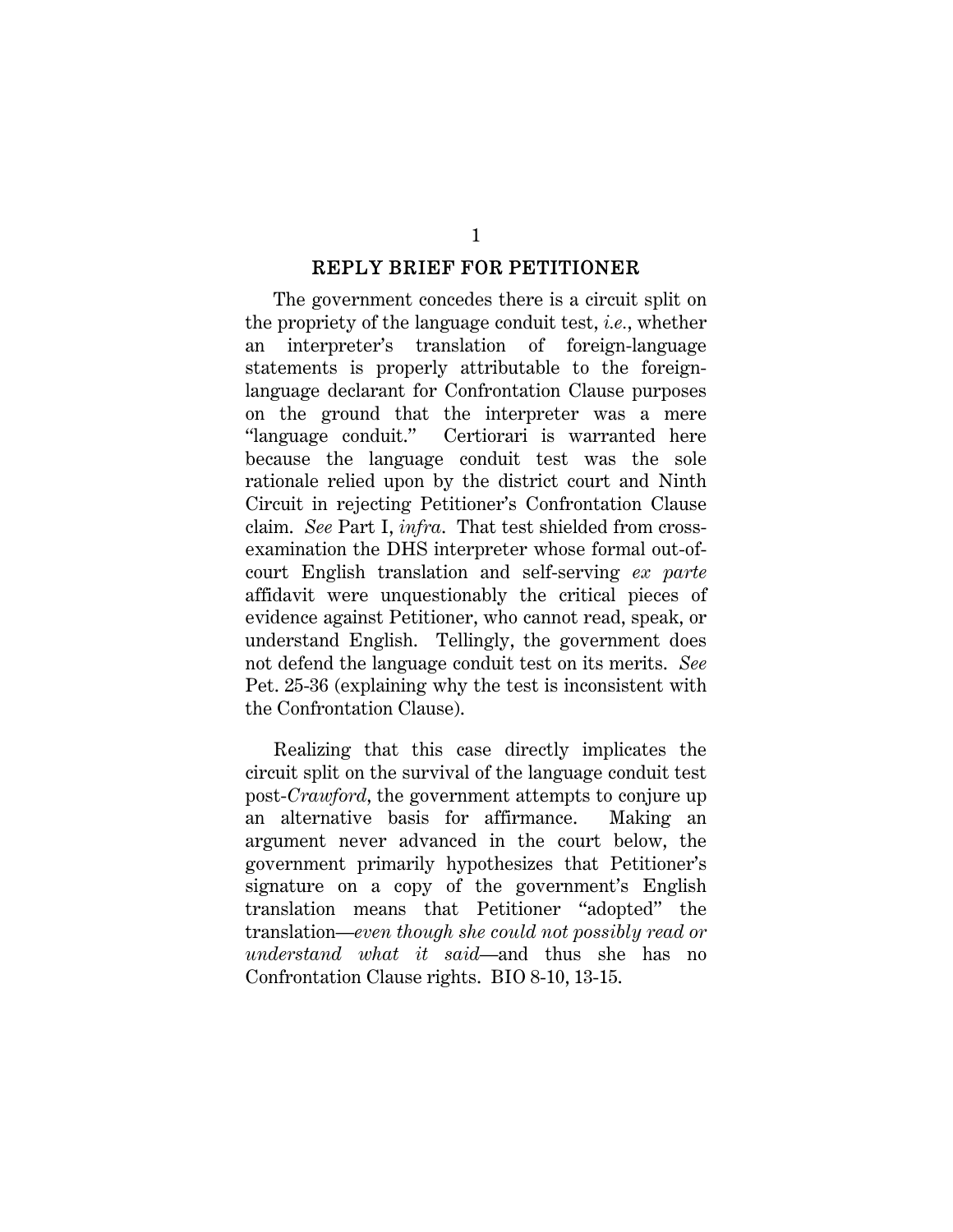## REPLY BRIEF FOR PETITIONER

The government concedes there is a circuit split on the propriety of the language conduit test, *i.e.*, whether an interpreter's translation of foreign-language statements is properly attributable to the foreign-language declarant for Confrontation Clause purposes on the ground that the interpreter was a mere "language conduit." Certiorari is warranted here because the language conduit test was the sole rationale relied upon by the district court and Ninth Circuit in rejecting Petitioner's Confrontation Clause claim. *See* Part I, *infra*. That test shielded from cross-examination the DHS interpreter whose formal out-of-court English translation and self-serving *ex parte* affidavit were unquestionably the critical pieces of evidence against Petitioner, who cannot read, speak, or understand English. Tellingly, the government does not defend the language conduit test on its merits. *See* Pet. 25-36 (explaining why the test is inconsistent with the Confrontation Clause).

Realizing that this case directly implicates the circuit split on the survival of the language conduit test post-*Crawford*, the government attempts to conjure up an alternative basis for affirmance. Making an argument never advanced in the court below, the government primarily hypothesizes that Petitioner's signature on a copy of the government's English translation means that Petitioner "adopted" the translation—*even though she could not possibly read or understand what it said*—and thus she has no Confrontation Clause rights. BIO 8-10, 13-15.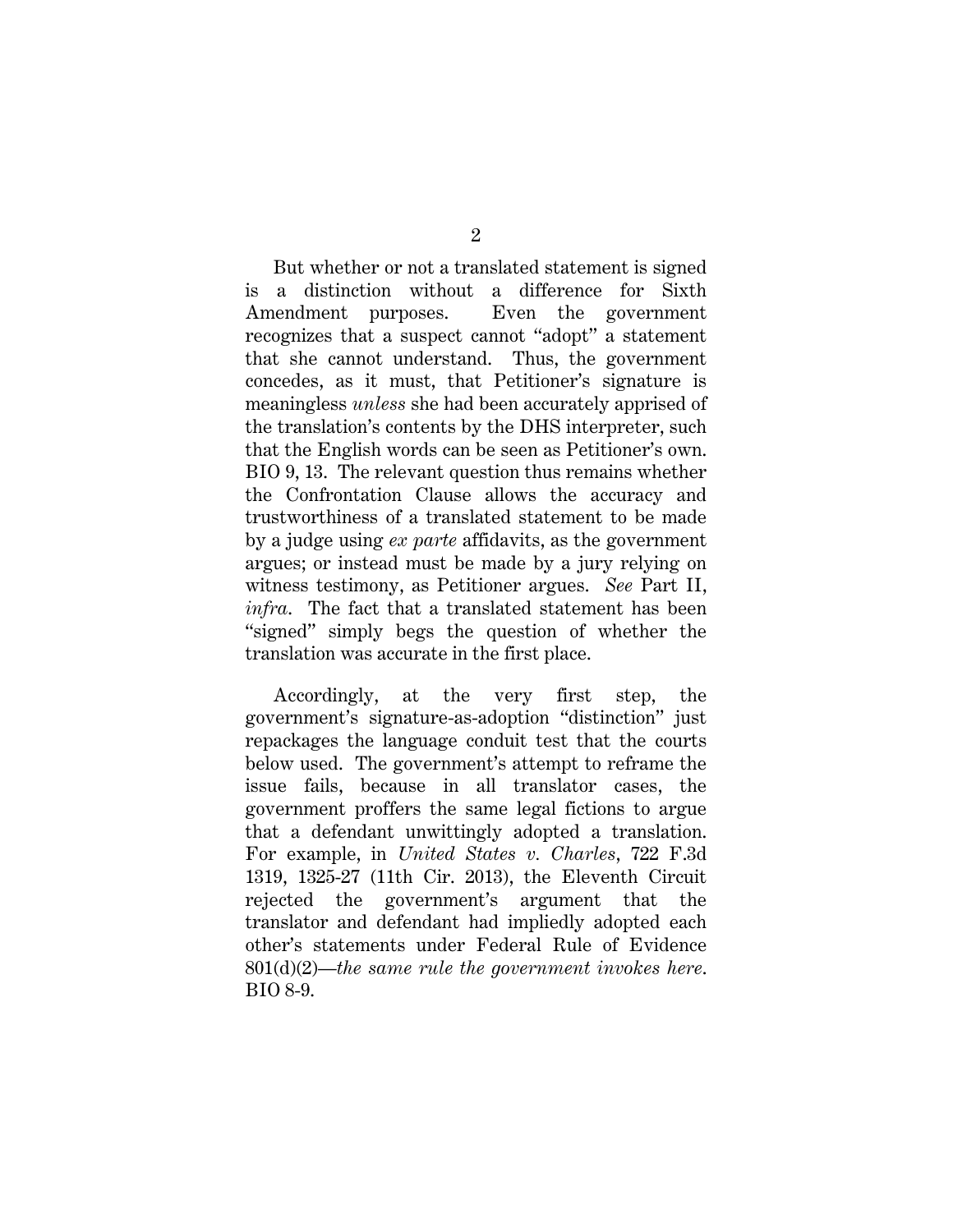But whether or not a translated statement is signed is a distinction without a difference for Sixth Amendment purposes. Even the government recognizes that a suspect cannot "adopt" a statement that she cannot understand. Thus, the government concedes, as it must, that Petitioner's signature is meaningless *unless* she had been accurately apprised of the translation's contents by the DHS interpreter, such that the English words can be seen as Petitioner's own. BIO 9, 13. The relevant question thus remains whether the Confrontation Clause allows the accuracy and trustworthiness of a translated statement to be made by a judge using *ex parte* affidavits, as the government argues; or instead must be made by a jury relying on witness testimony, as Petitioner argues. *See* Part II, *infra*. The fact that a translated statement has been "signed" simply begs the question of whether the translation was accurate in the first place.

Accordingly, at the very first step, the government's signature-as-adoption "distinction" just repackages the language conduit test that the courts below used. The government's attempt to reframe the issue fails, because in all translator cases, the government proffers the same legal fictions to argue that a defendant unwittingly adopted a translation. For example, in *United States v. Charles*, 722 F.3d 1319, 1325-27 (11th Cir. 2013), the Eleventh Circuit rejected the government's argument that the translator and defendant had impliedly adopted each other's statements under Federal Rule of Evidence 801(d)(2)—*the same rule the government invokes here*. BIO 8-9.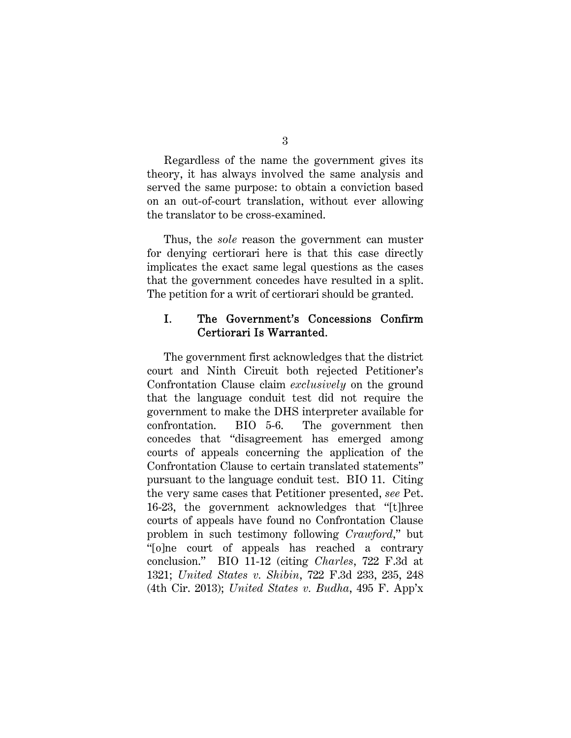Regardless of the name the government gives its theory, it has always involved the same analysis and served the same purpose: to obtain a conviction based on an out-of-court translation, without ever allowing the translator to be cross-examined.

Thus, the *sole* reason the government can muster for denying certiorari here is that this case directly implicates the exact same legal questions as the cases that the government concedes have resulted in a split. The petition for a writ of certiorari should be granted.

## I. The Government's Concessions Confirm Certiorari Is Warranted.

The government first acknowledges that the district court and Ninth Circuit both rejected Petitioner's Confrontation Clause claim *exclusively* on the ground that the language conduit test did not require the government to make the DHS interpreter available for confrontation. BIO 5-6. The government then concedes that "disagreement has emerged among courts of appeals concerning the application of the Confrontation Clause to certain translated statements" pursuant to the language conduit test. BIO 11. Citing the very same cases that Petitioner presented, *see* Pet. 16-23, the government acknowledges that "[t]hree courts of appeals have found no Confrontation Clause problem in such testimony following *Crawford*," but "[o]ne court of appeals has reached a contrary conclusion." BIO 11-12 (citing *Charles*, 722 F.3d at 1321; *United States v. Shibin*, 722 F.3d 233, 235, 248 (4th Cir. 2013); *United States v. Budha*, 495 F. App'x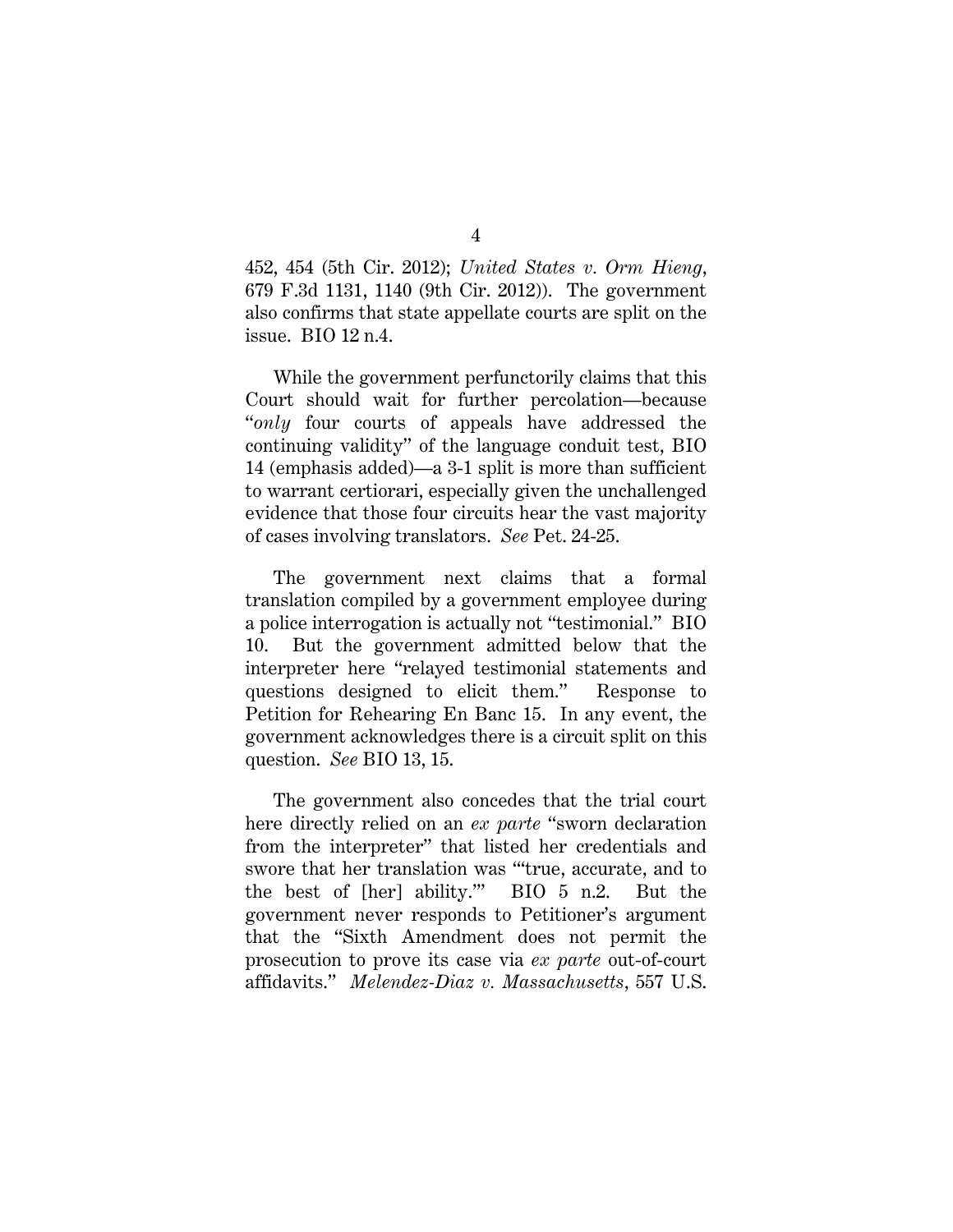452, 454 (5th Cir. 2012); *United States v. Orm Hieng*, 679 F.3d 1131, 1140 (9th Cir. 2012)). The government also confirms that state appellate courts are split on the issue. BIO 12 n.4.

While the government perfunctorily claims that this Court should wait for further percolation—because "*only* four courts of appeals have addressed the continuing validity" of the language conduit test, BIO 14 (emphasis added)—a 3-1 split is more than sufficient to warrant certiorari, especially given the unchallenged evidence that those four circuits hear the vast majority of cases involving translators. *See* Pet. 24-25.

The government next claims that a formal translation compiled by a government employee during a police interrogation is actually not "testimonial." BIO 10. But the government admitted below that the interpreter here "relayed testimonial statements and questions designed to elicit them." Response to Petition for Rehearing En Banc 15. In any event, the government acknowledges there is a circuit split on this question. *See* BIO 13, 15.

The government also concedes that the trial court here directly relied on an *ex parte* "sworn declaration from the interpreter" that listed her credentials and swore that her translation was "'true, accurate, and to the best of [her] ability.'" BIO 5 n.2. But the government never responds to Petitioner's argument that the "Sixth Amendment does not permit the prosecution to prove its case via *ex parte* out-of-court affidavits." *Melendez-Diaz v. Massachusetts*, 557 U.S.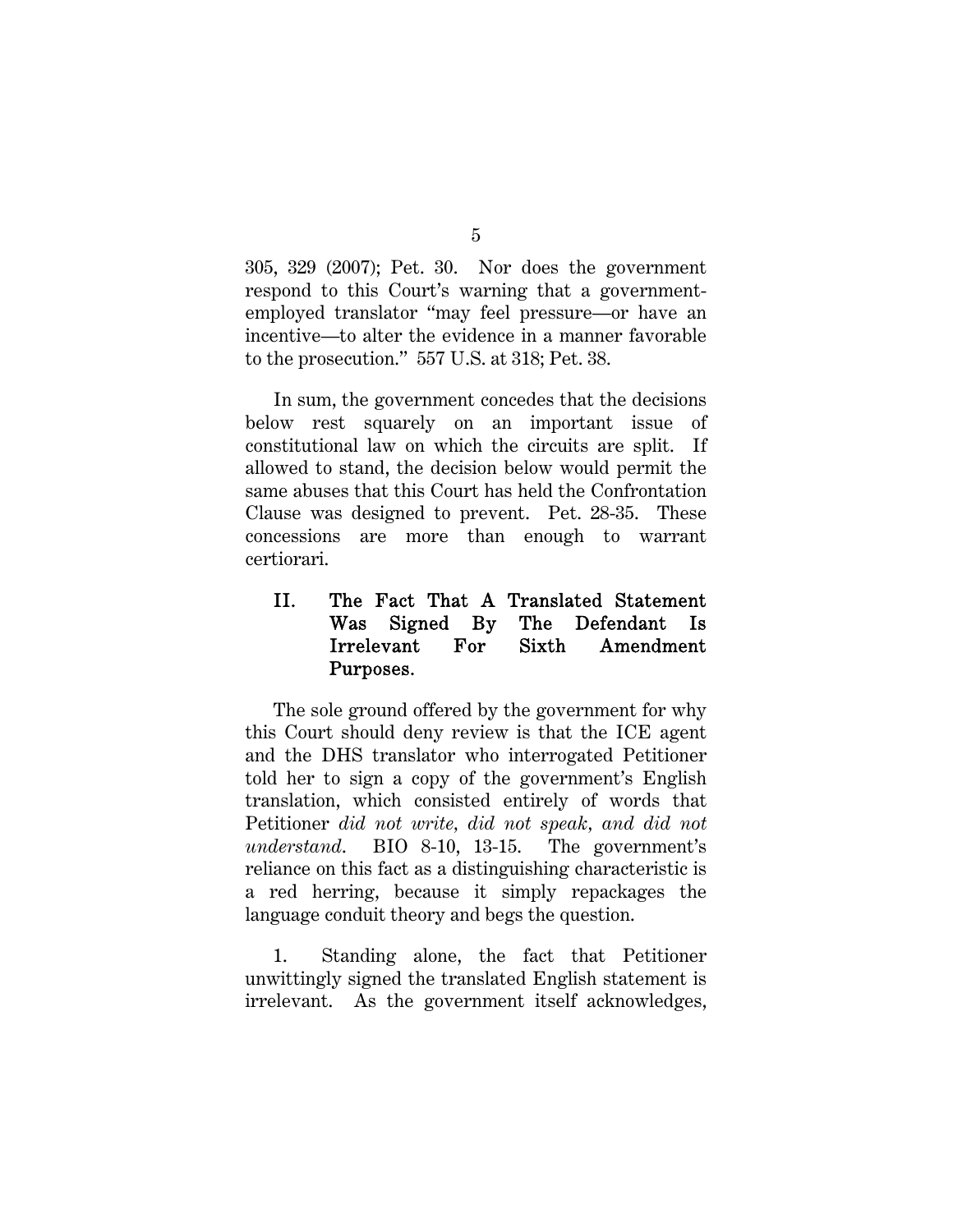305, 329 (2007); Pet. 30. Nor does the government respond to this Court's warning that a government-employed translator "may feel pressure—or have an incentive—to alter the evidence in a manner favorable to the prosecution." 557 U.S. at 318; Pet. 38.

In sum, the government concedes that the decisions below rest squarely on an important issue of constitutional law on which the circuits are split. If allowed to stand, the decision below would permit the same abuses that this Court has held the Confrontation Clause was designed to prevent. Pet. 28-35. These concessions are more than enough to warrant certiorari.

## II. The Fact That A Translated Statement Was Signed By The Defendant Is Irrelevant For Sixth Amendment Purposes.

The sole ground offered by the government for why this Court should deny review is that the ICE agent and the DHS translator who interrogated Petitioner told her to sign a copy of the government's English translation, which consisted entirely of words that Petitioner *did not write, did not speak, and did not understand*. BIO 8-10, 13-15. The government's reliance on this fact as a distinguishing characteristic is a red herring, because it simply repackages the language conduit theory and begs the question.

1. Standing alone, the fact that Petitioner unwittingly signed the translated English statement is irrelevant. As the government itself acknowledges,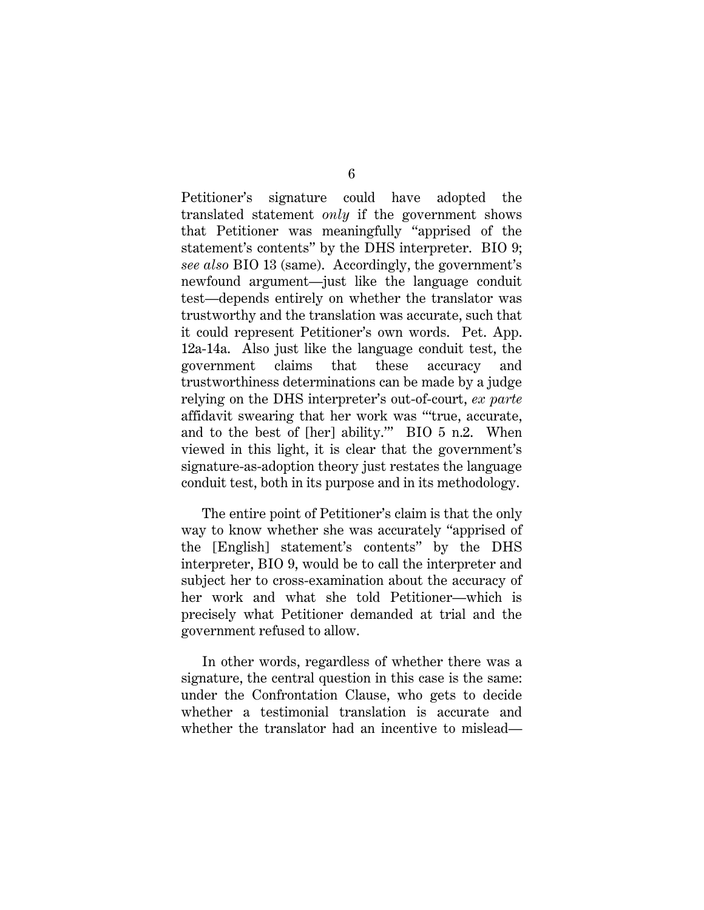Petitioner's signature could have adopted the translated statement *only* if the government shows that Petitioner was meaningfully "apprised of the statement's contents" by the DHS interpreter. BIO 9; *see also* BIO 13 (same). Accordingly, the government's newfound argument—just like the language conduit test—depends entirely on whether the translator was trustworthy and the translation was accurate, such that it could represent Petitioner's own words. Pet. App. 12a-14a. Also just like the language conduit test, the government claims that these accuracy and trustworthiness determinations can be made by a judge relying on the DHS interpreter's out-of-court, *ex parte* affidavit swearing that her work was "'true, accurate, and to the best of [her] ability.'" BIO 5 n.2. When viewed in this light, it is clear that the government's signature-as-adoption theory just restates the language conduit test, both in its purpose and in its methodology.

The entire point of Petitioner's claim is that the only way to know whether she was accurately "apprised of the [English] statement's contents" by the DHS interpreter, BIO 9, would be to call the interpreter and subject her to cross-examination about the accuracy of her work and what she told Petitioner—which is precisely what Petitioner demanded at trial and the government refused to allow.

In other words, regardless of whether there was a signature, the central question in this case is the same: under the Confrontation Clause, who gets to decide whether a testimonial translation is accurate and whether the translator had an incentive to mislead—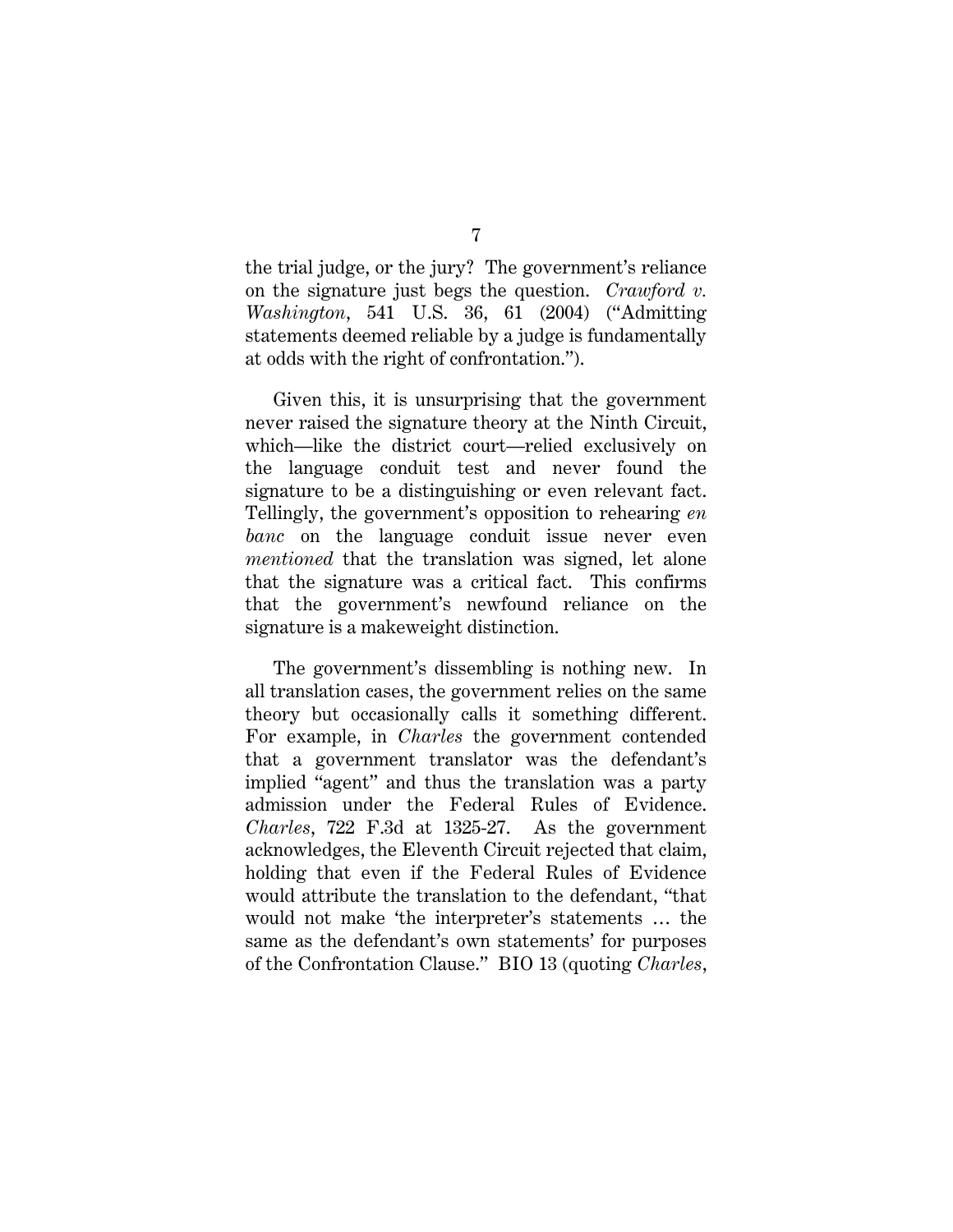the trial judge, or the jury? The government's reliance on the signature just begs the question. *Crawford v. Washington*, 541 U.S. 36, 61 (2004) ("Admitting statements deemed reliable by a judge is fundamentally at odds with the right of confrontation.").

Given this, it is unsurprising that the government never raised the signature theory at the Ninth Circuit, which—like the district court—relied exclusively on the language conduit test and never found the signature to be a distinguishing or even relevant fact. Tellingly, the government's opposition to rehearing *en banc* on the language conduit issue never even *mentioned* that the translation was signed, let alone that the signature was a critical fact. This confirms that the government's newfound reliance on the signature is a makeweight distinction.

The government's dissembling is nothing new. In all translation cases, the government relies on the same theory but occasionally calls it something different. For example, in *Charles* the government contended that a government translator was the defendant's implied "agent" and thus the translation was a party admission under the Federal Rules of Evidence. *Charles*, 722 F.3d at 1325-27. As the government acknowledges, the Eleventh Circuit rejected that claim, holding that even if the Federal Rules of Evidence would attribute the translation to the defendant, "that would not make 'the interpreter's statements … the same as the defendant's own statements' for purposes of the Confrontation Clause." BIO 13 (quoting *Charles*,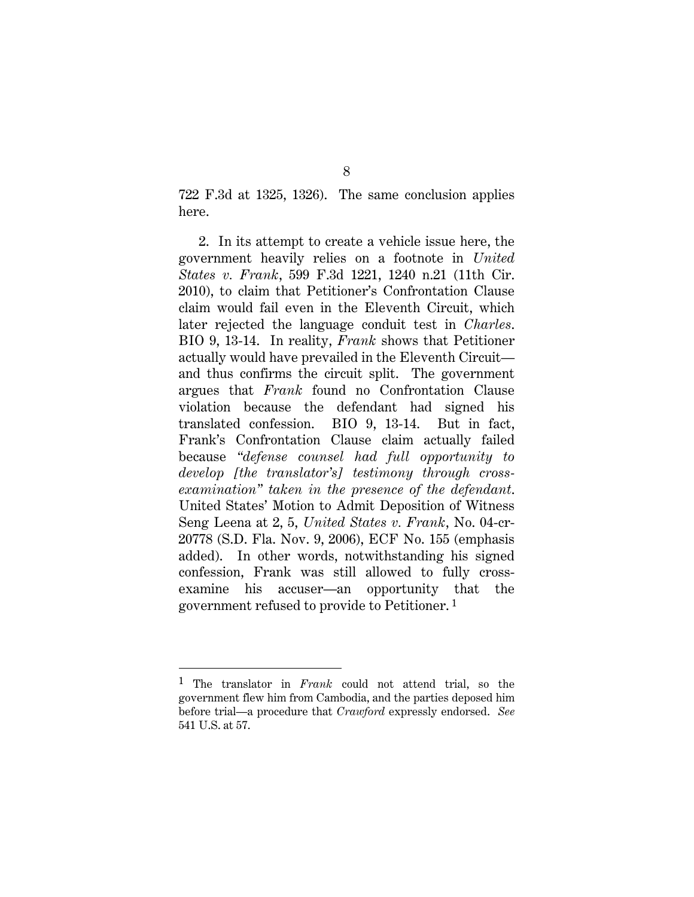722 F.3d at 1325, 1326). The same conclusion applies here.

2. In its attempt to create a vehicle issue here, the government heavily relies on a footnote in *United States v. Frank*, 599 F.3d 1221, 1240 n.21 (11th Cir. 2010), to claim that Petitioner's Confrontation Clause claim would fail even in the Eleventh Circuit, which later rejected the language conduit test in *Charles*. BIO 9, 13-14. In reality, *Frank* shows that Petitioner actually would have prevailed in the Eleventh Circuit—and thus confirms the circuit split. The government argues that *Frank* found no Confrontation Clause violation because the defendant had signed his translated confession. BIO 9, 13-14. But in fact, Frank's Confrontation Clause claim actually failed because *"defense counsel had full opportunity to develop [the translator's] testimony through cross-examination" taken in the presence of the defendant*. United States' Motion to Admit Deposition of Witness Seng Leena at 2, 5, *United States v. Frank*, No. 04-cr-20778 (S.D. Fla. Nov. 9, 2006), ECF No. 155 (emphasis added). In other words, notwithstanding his signed confession, Frank was still allowed to fully cross-examine his accuser—an opportunity that the government refused to provide to Petitioner.[1]

---

[1] The translator in *Frank* could not attend trial, so the government flew him from Cambodia, and the parties deposed him before trial—a procedure that *Crawford* expressly endorsed. *See* 541 U.S. at 57.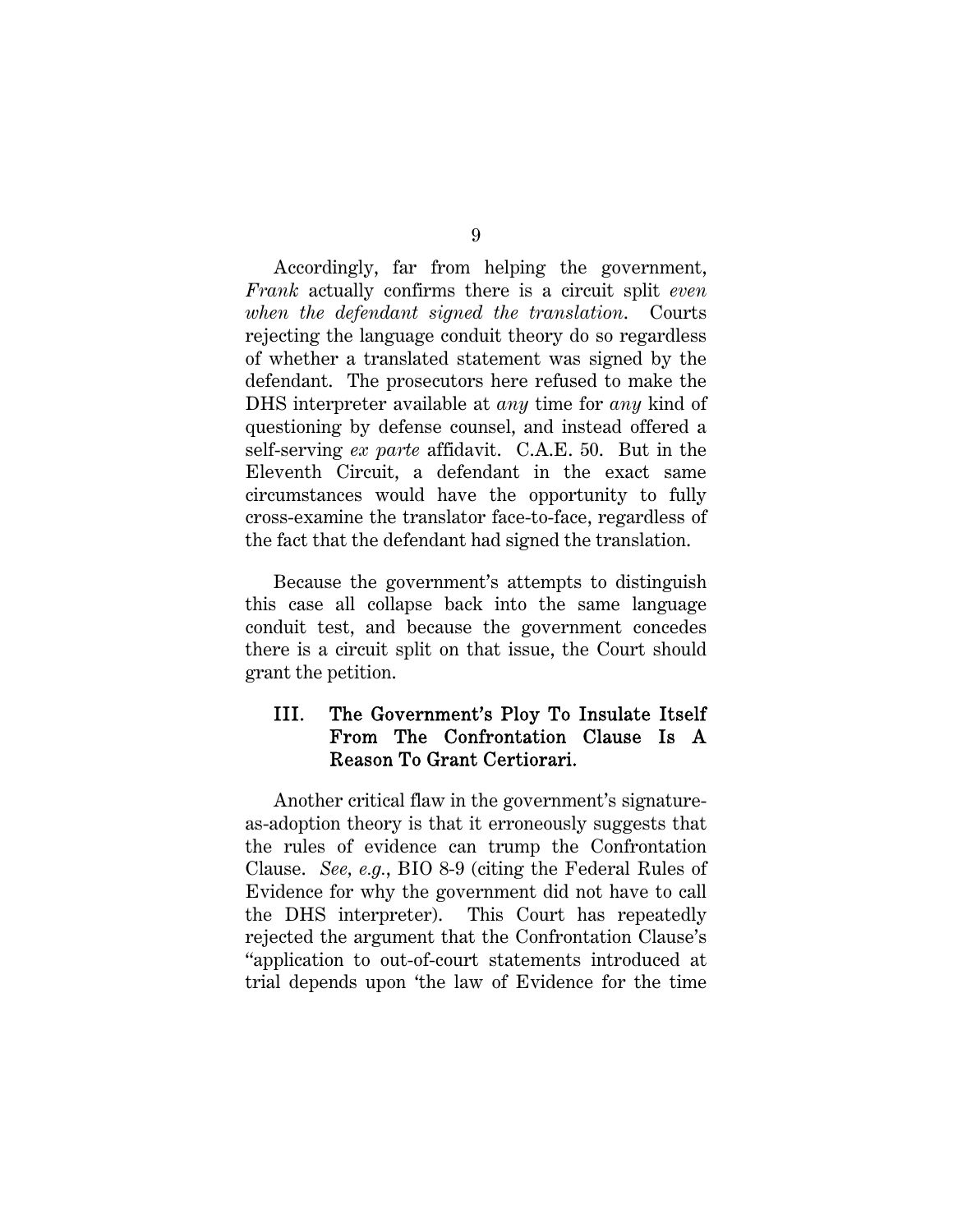Accordingly, far from helping the government, *Frank* actually confirms there is a circuit split *even when the defendant signed the translation*. Courts rejecting the language conduit theory do so regardless of whether a translated statement was signed by the defendant. The prosecutors here refused to make the DHS interpreter available at *any* time for *any* kind of questioning by defense counsel, and instead offered a self-serving *ex parte* affidavit. C.A.E. 50. But in the Eleventh Circuit, a defendant in the exact same circumstances would have the opportunity to fully cross-examine the translator face-to-face, regardless of the fact that the defendant had signed the translation.

Because the government's attempts to distinguish this case all collapse back into the same language conduit test, and because the government concedes there is a circuit split on that issue, the Court should grant the petition.

## III. The Government's Ploy To Insulate Itself From The Confrontation Clause Is A Reason To Grant Certiorari.

Another critical flaw in the government's signature-as-adoption theory is that it erroneously suggests that the rules of evidence can trump the Confrontation Clause. *See, e.g.*, BIO 8-9 (citing the Federal Rules of Evidence for why the government did not have to call the DHS interpreter). This Court has repeatedly rejected the argument that the Confrontation Clause's "application to out-of-court statements introduced at trial depends upon 'the law of Evidence for the time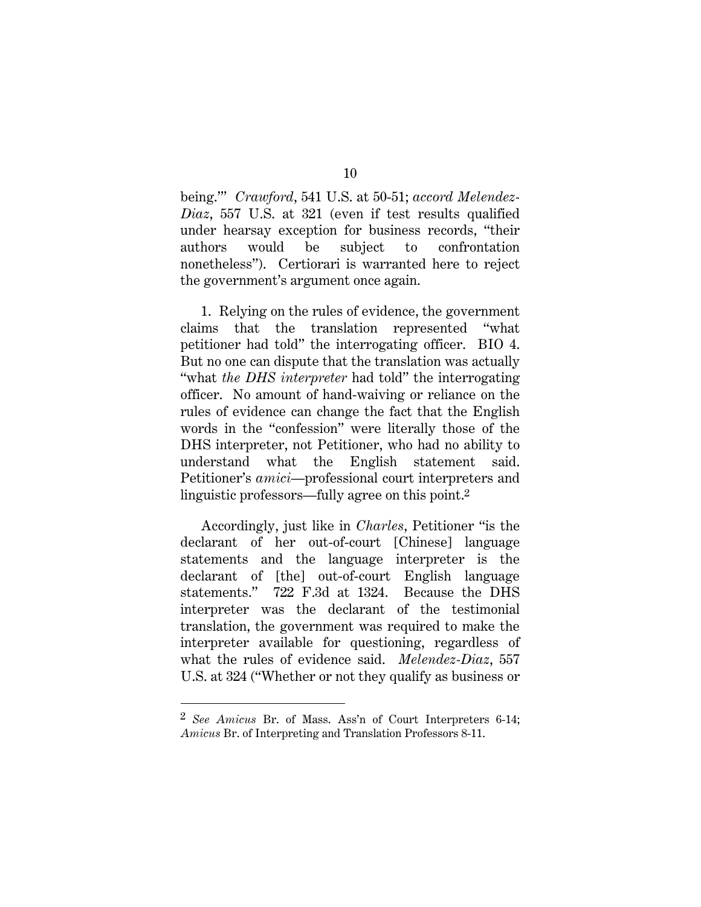being.'" *Crawford*, 541 U.S. at 50-51; *accord Melendez-Diaz*, 557 U.S. at 321 (even if test results qualified under hearsay exception for business records, "their authors would be subject to confrontation nonetheless"). Certiorari is warranted here to reject the government's argument once again.

1. Relying on the rules of evidence, the government claims that the translation represented "what petitioner had told" the interrogating officer. BIO 4. But no one can dispute that the translation was actually "what *the DHS interpreter* had told" the interrogating officer. No amount of hand-waiving or reliance on the rules of evidence can change the fact that the English words in the "confession" were literally those of the DHS interpreter, not Petitioner, who had no ability to understand what the English statement said. Petitioner's *amici*—professional court interpreters and linguistic professors—fully agree on this point.[2]

Accordingly, just like in *Charles*, Petitioner "is the declarant of her out-of-court [Chinese] language statements and the language interpreter is the declarant of [the] out-of-court English language statements." 722 F.3d at 1324. Because the DHS interpreter was the declarant of the testimonial translation, the government was required to make the interpreter available for questioning, regardless of what the rules of evidence said. *Melendez-Diaz*, 557 U.S. at 324 ("Whether or not they qualify as business or

---

[2] *See Amicus* Br. of Mass. Ass'n of Court Interpreters 6-14; *Amicus* Br. of Interpreting and Translation Professors 8-11.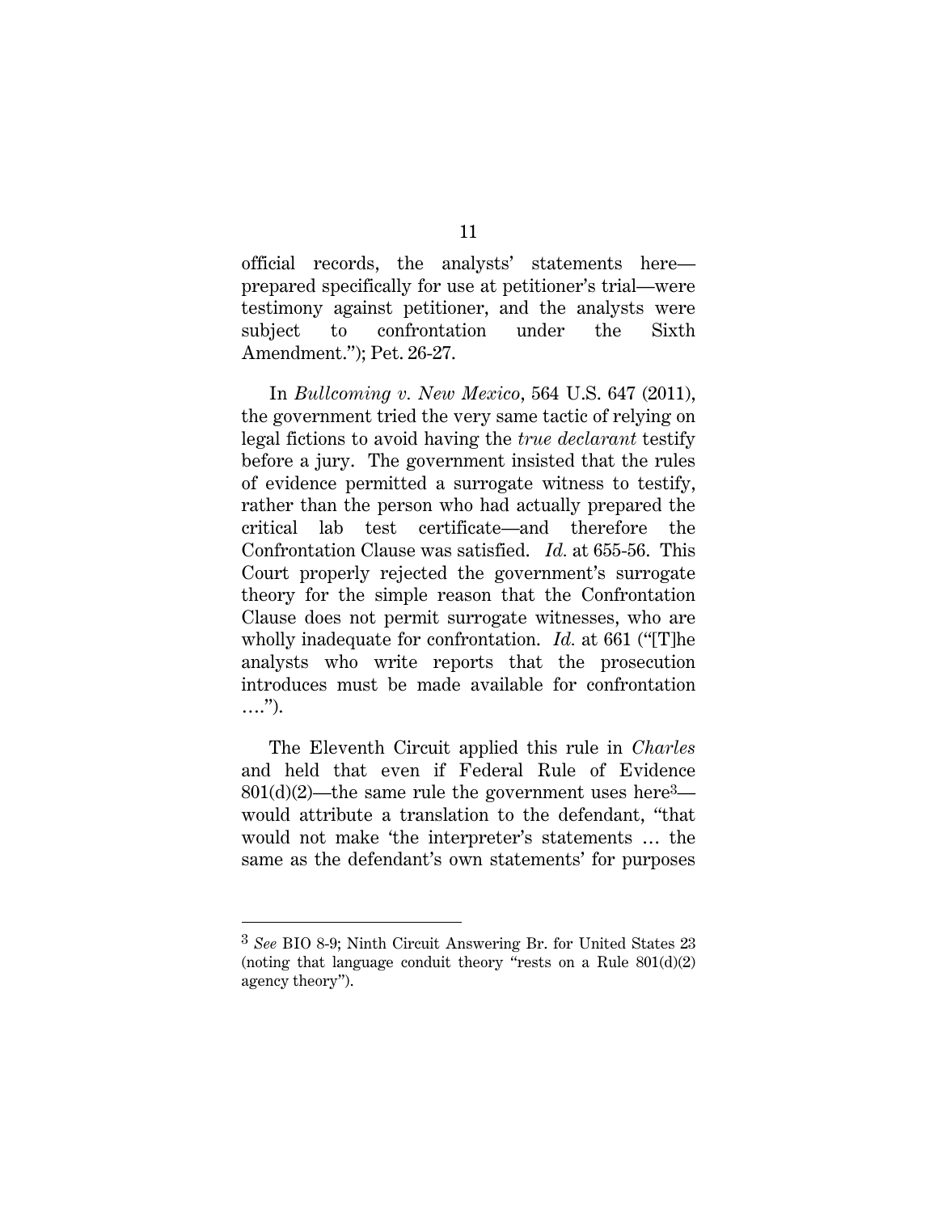official records, the analysts' statements here—prepared specifically for use at petitioner's trial—were testimony against petitioner, and the analysts were subject to confrontation under the Sixth Amendment."); Pet. 26-27.

In *Bullcoming v. New Mexico*, 564 U.S. 647 (2011), the government tried the very same tactic of relying on legal fictions to avoid having the *true declarant* testify before a jury. The government insisted that the rules of evidence permitted a surrogate witness to testify, rather than the person who had actually prepared the critical lab test certificate—and therefore the Confrontation Clause was satisfied. *Id.* at 655-56. This Court properly rejected the government's surrogate theory for the simple reason that the Confrontation Clause does not permit surrogate witnesses, who are wholly inadequate for confrontation. *Id.* at 661 ("[T]he analysts who write reports that the prosecution introduces must be made available for confrontation ….").

The Eleventh Circuit applied this rule in *Charles* and held that even if Federal Rule of Evidence 801(d)(2)—the same rule the government uses here[3]—would attribute a translation to the defendant, "that would not make 'the interpreter's statements … the same as the defendant's own statements' for purposes

---

[3] *See* BIO 8-9; Ninth Circuit Answering Br. for United States 23 (noting that language conduit theory "rests on a Rule 801(d)(2) agency theory").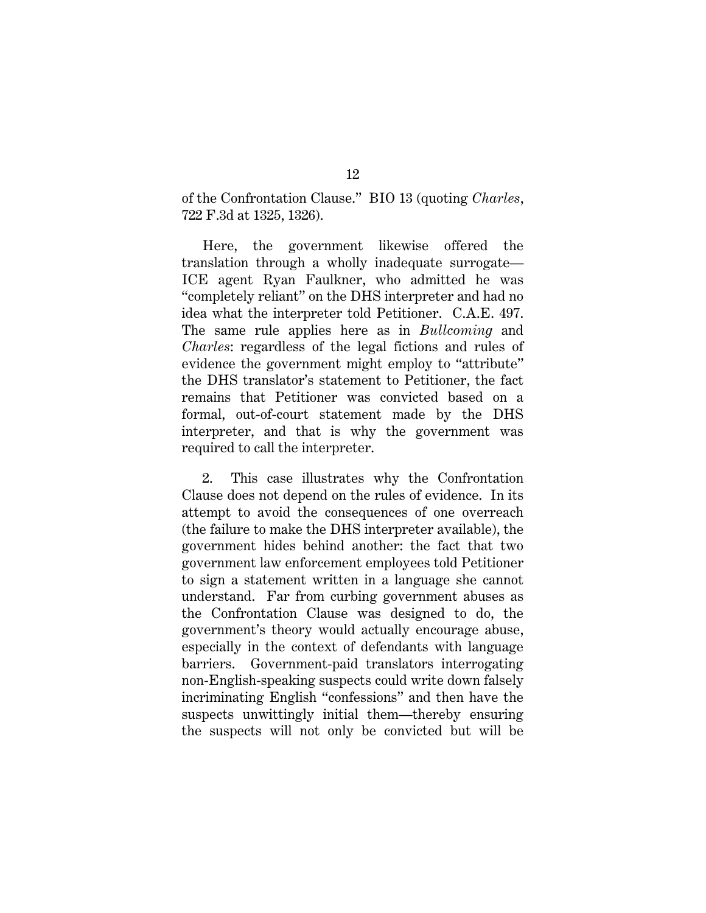of the Confrontation Clause." BIO 13 (quoting *Charles*, 722 F.3d at 1325, 1326).

Here, the government likewise offered the translation through a wholly inadequate surrogate—ICE agent Ryan Faulkner, who admitted he was "completely reliant" on the DHS interpreter and had no idea what the interpreter told Petitioner. C.A.E. 497. The same rule applies here as in *Bullcoming* and *Charles*: regardless of the legal fictions and rules of evidence the government might employ to "attribute" the DHS translator's statement to Petitioner, the fact remains that Petitioner was convicted based on a formal, out-of-court statement made by the DHS interpreter, and that is why the government was required to call the interpreter.

2. This case illustrates why the Confrontation Clause does not depend on the rules of evidence. In its attempt to avoid the consequences of one overreach (the failure to make the DHS interpreter available), the government hides behind another: the fact that two government law enforcement employees told Petitioner to sign a statement written in a language she cannot understand. Far from curbing government abuses as the Confrontation Clause was designed to do, the government's theory would actually encourage abuse, especially in the context of defendants with language barriers. Government-paid translators interrogating non-English-speaking suspects could write down falsely incriminating English "confessions" and then have the suspects unwittingly initial them—thereby ensuring the suspects will not only be convicted but will be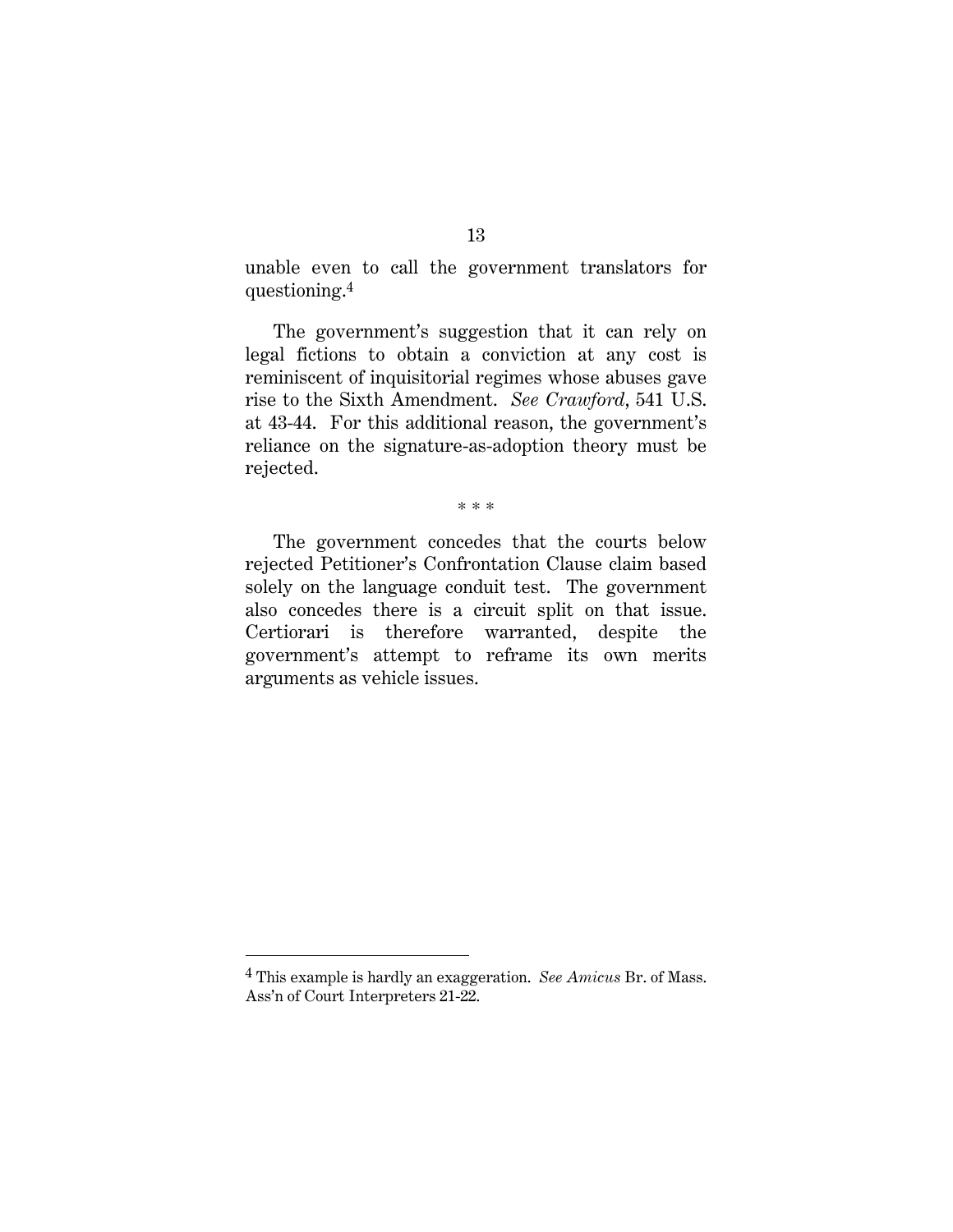unable even to call the government translators for questioning.[4]

The government's suggestion that it can rely on legal fictions to obtain a conviction at any cost is reminiscent of inquisitorial regimes whose abuses gave rise to the Sixth Amendment. *See Crawford*, 541 U.S. at 43-44. For this additional reason, the government's reliance on the signature-as-adoption theory must be rejected.

\* \* \*

The government concedes that the courts below rejected Petitioner's Confrontation Clause claim based solely on the language conduit test. The government also concedes there is a circuit split on that issue. Certiorari is therefore warranted, despite the government's attempt to reframe its own merits arguments as vehicle issues.

---

[4] This example is hardly an exaggeration. *See Amicus* Br. of Mass. Ass'n of Court Interpreters 21-22.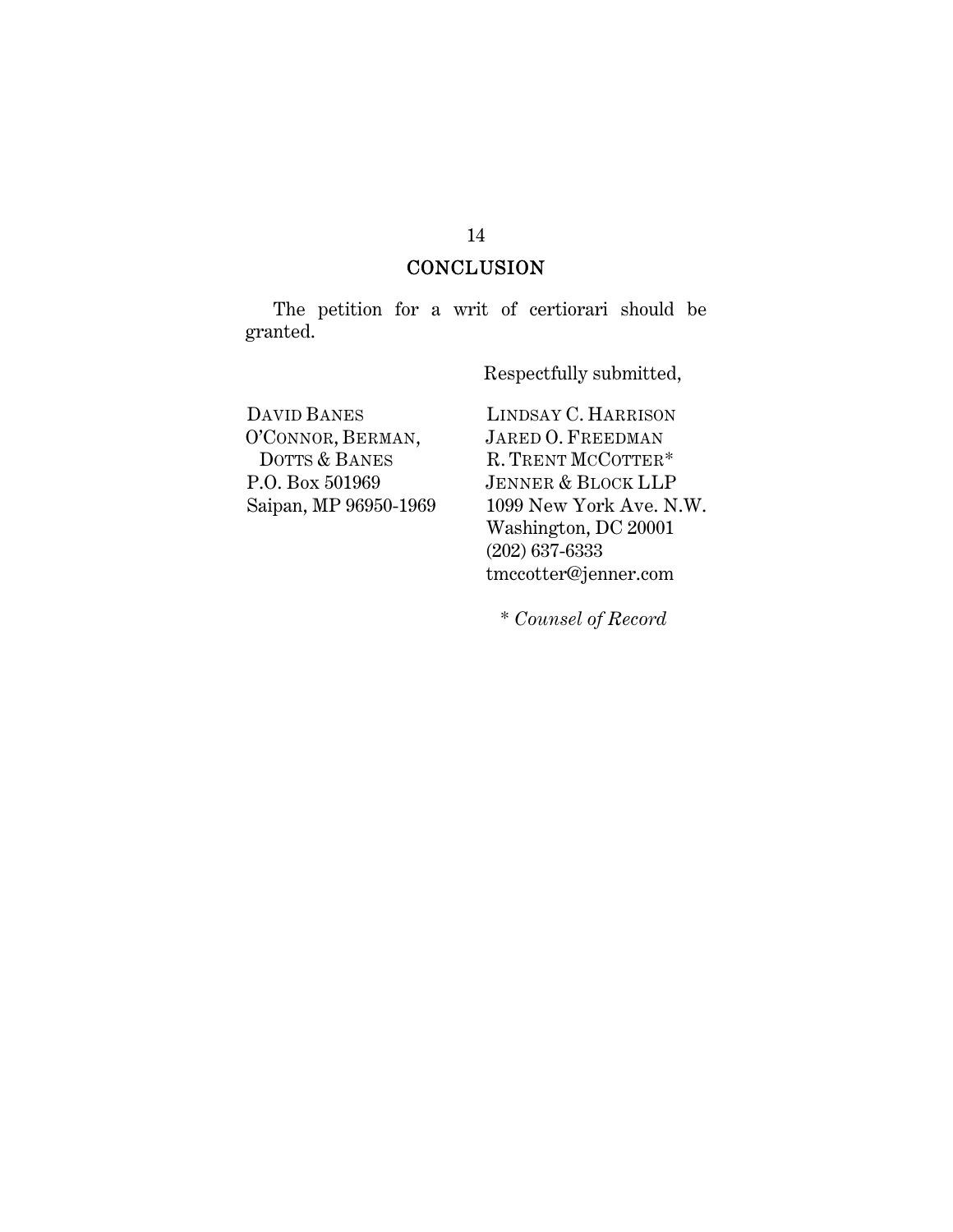## CONCLUSION

The petition for a writ of certiorari should be granted.

Respectfully submitted,

DAVID BANES
O'CONNOR, BERMAN,
DOTTS & BANES
P.O. Box 501969
Saipan, MP 96950-1969

LINDSAY C. HARRISON
JARED O. FREEDMAN
R. TRENT MCCOTTER*
JENNER & BLOCK LLP
1099 New York Ave. N.W.
Washington, DC 20001
(202) 637-6333
tmccotter@jenner.com

\* *Counsel of Record*